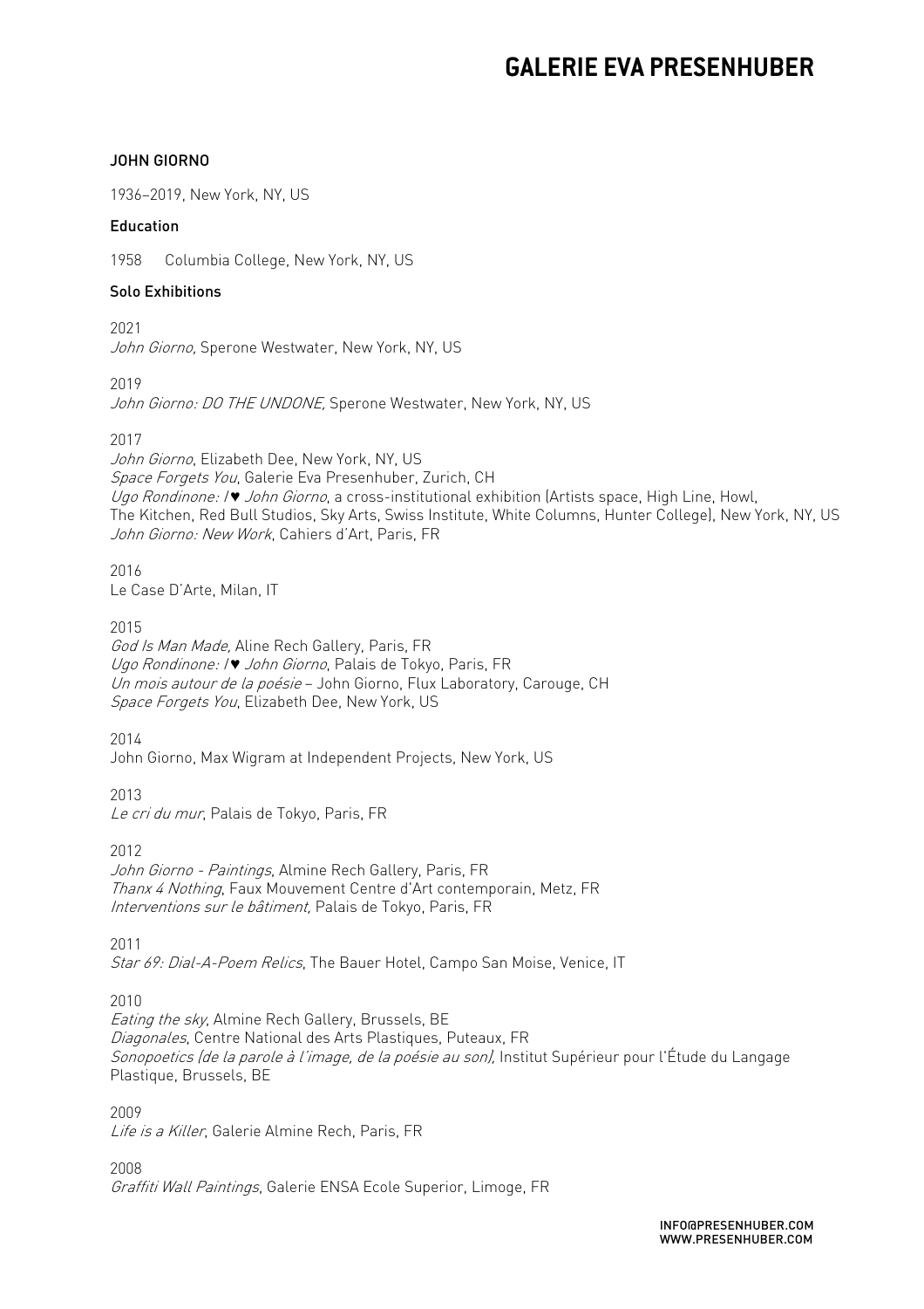# GALERIE EVA PRESENHUBER

## JOHN GIORNO

1936–2019, New York, NY, US

### Education

1958 Columbia College, New York, NY, US

### Solo Exhibitions

2021
*John Giorno,* Sperone Westwater, New York, NY, US

2019
*John Giorno: DO THE UNDONE,* Sperone Westwater, New York, NY, US

2017
*John Giorno*, Elizabeth Dee, New York, NY, US
*Space Forgets You*, Galerie Eva Presenhuber, Zurich, CH
*Ugo Rondinone: I♥ John Giorno*, a cross-institutional exhibition (Artists space, High Line, Howl, The Kitchen, Red Bull Studios, Sky Arts, Swiss Institute, White Columns, Hunter College), New York, NY, US
*John Giorno: New Work*, Cahiers d'Art, Paris, FR

2016
Le Case D'Arte, Milan, IT

2015
*God Is Man Made,* Aline Rech Gallery, Paris, FR
*Ugo Rondinone: I♥ John Giorno*, Palais de Tokyo, Paris, FR
*Un mois autour de la poésie* – John Giorno, Flux Laboratory, Carouge, CH
*Space Forgets You*, Elizabeth Dee, New York, US

2014
John Giorno, Max Wigram at Independent Projects, New York, US

2013
*Le cri du mur*, Palais de Tokyo, Paris, FR

2012
*John Giorno - Paintings*, Almine Rech Gallery, Paris, FR
*Thanx 4 Nothing*, Faux Mouvement Centre d'Art contemporain, Metz, FR
*Interventions sur le bâtiment,* Palais de Tokyo, Paris, FR

2011
*Star 69: Dial-A-Poem Relics*, The Bauer Hotel, Campo San Moise, Venice, IT

2010
*Eating the sky*, Almine Rech Gallery, Brussels, BE
*Diagonales*, Centre National des Arts Plastiques, Puteaux, FR
*Sonopoetics (de la parole à l'image, de la poésie au son),* Institut Supérieur pour l'Étude du Langage Plastique, Brussels, BE

2009
*Life is a Killer*, Galerie Almine Rech, Paris, FR

2008
*Graffiti Wall Paintings*, Galerie ENSA Ecole Superior, Limoge, FR

INFO@PRESENHUBER.COM
WWW.PRESENHUBER.COM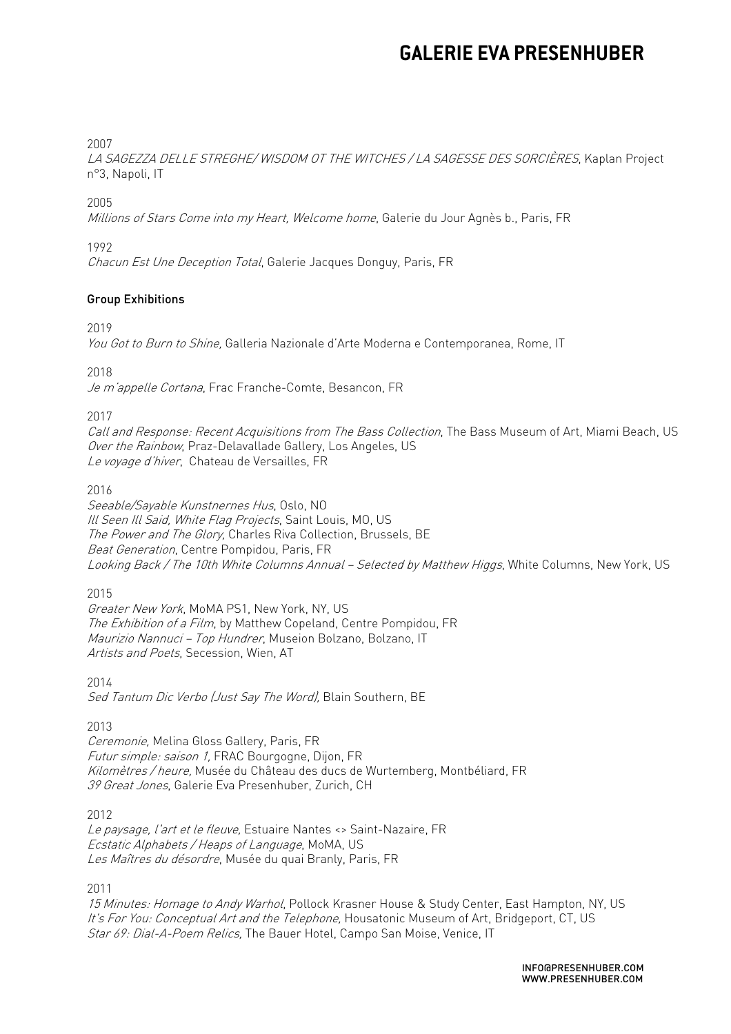2007
*LA SAGEZZA DELLE STREGHE/ WISDOM OT THE WITCHES / LA SAGESSE DES SORCIÈRES*, Kaplan Project n°3, Napoli, IT

2005
*Millions of Stars Come into my Heart, Welcome home*, Galerie du Jour Agnès b., Paris, FR

1992
*Chacun Est Une Deception Total*, Galerie Jacques Donguy, Paris, FR

### Group Exhibitions

2019
*You Got to Burn to Shine,* Galleria Nazionale d'Arte Moderna e Contemporanea, Rome, IT

2018
*Je m'appelle Cortana*, Frac Franche-Comte, Besancon, FR

2017
*Call and Response: Recent Acquisitions from The Bass Collection*, The Bass Museum of Art, Miami Beach, US
*Over the Rainbow*, Praz-Delavallade Gallery, Los Angeles, US
*Le voyage d'hiver*, Chateau de Versailles, FR

2016
*Seeable/Sayable Kunstnernes Hus*, Oslo, NO
*Ill Seen Ill Said, White Flag Projects*, Saint Louis, MO, US
*The Power and The Glory,* Charles Riva Collection, Brussels, BE
*Beat Generation*, Centre Pompidou, Paris, FR
*Looking Back / The 10th White Columns Annual – Selected by Matthew Higgs*, White Columns, New York, US

2015
*Greater New York*, MoMA PS1, New York, NY, US
*The Exhibition of a Film*, by Matthew Copeland, Centre Pompidou, FR
*Maurizio Nannuci – Top Hundrer*, Museion Bolzano, Bolzano, IT
*Artists and Poets*, Secession, Wien, AT

2014
*Sed Tantum Dic Verbo (Just Say The Word),* Blain Southern, BE

2013
*Ceremonie,* Melina Gloss Gallery, Paris, FR
*Futur simple: saison 1,* FRAC Bourgogne, Dijon, FR
*Kilomètres / heure,* Musée du Château des ducs de Wurtemberg, Montbéliard, FR
*39 Great Jones*, Galerie Eva Presenhuber, Zurich, CH

2012
*Le paysage, l'art et le fleuve,* Estuaire Nantes <> Saint-Nazaire, FR
*Ecstatic Alphabets / Heaps of Language*, MoMA, US
*Les Maîtres du désordre*, Musée du quai Branly, Paris, FR

2011
*15 Minutes: Homage to Andy Warhol*, Pollock Krasner House & Study Center, East Hampton, NY, US
*It's For You: Conceptual Art and the Telephone,* Housatonic Museum of Art, Bridgeport, CT, US
*Star 69: Dial-A-Poem Relics,* The Bauer Hotel, Campo San Moise, Venice, IT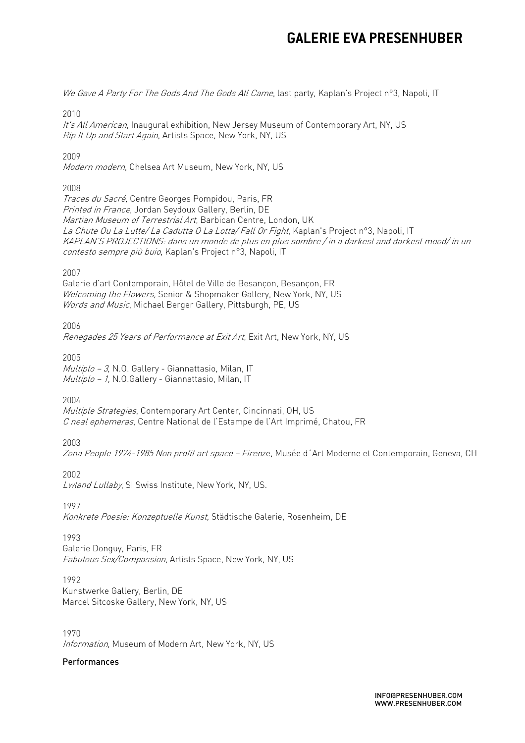*We Gave A Party For The Gods And The Gods All Came*, last party, Kaplan's Project n°3, Napoli, IT

2010
*It's All American*, Inaugural exhibition, New Jersey Museum of Contemporary Art, NY, US
*Rip It Up and Start Again*, Artists Space, New York, NY, US

2009
*Modern modern*, Chelsea Art Museum, New York, NY, US

2008
*Traces du Sacré,* Centre Georges Pompidou, Paris, FR
*Printed in France*, Jordan Seydoux Gallery, Berlin, DE
*Martian Museum of Terrestrial Art*, Barbican Centre, London, UK
*La Chute Ou La Lutte/ La Cadutta O La Lotta/ Fall Or Fight*, Kaplan's Project n°3, Napoli, IT
*KAPLAN'S PROJECTIONS: dans un monde de plus en plus sombre / in a darkest and darkest mood/ in un contesto sempre più buio*, Kaplan's Project n°3, Napoli, IT

2007
Galerie d'art Contemporain, Hôtel de Ville de Besançon, Besançon, FR
*Welcoming the Flowers,* Senior & Shopmaker Gallery, New York, NY, US
*Words and Music*, Michael Berger Gallery, Pittsburgh, PE, US

2006
*Renegades 25 Years of Performance at Exit Art*, Exit Art, New York, NY, US

2005
*Multiplo – 3*, N.O. Gallery - Giannattasio, Milan, IT
*Multiplo – 1,* N.O.Gallery - Giannattasio, Milan, IT

2004
*Multiple Strategies*, Contemporary Art Center, Cincinnati, OH, US
*C neal ephemeras*, Centre National de l'Estampe de l'Art Imprimé, Chatou, FR

2003
*Zona People 1974-1985 Non profit art space – Firen*ze, Musée d´Art Moderne et Contemporain, Geneva, CH

2002
*Lwland Lullaby*, SI Swiss Institute, New York, NY, US.

1997
*Konkrete Poesie: Konzeptuelle Kunst,* Städtische Galerie, Rosenheim, DE

1993
Galerie Donguy, Paris, FR
*Fabulous Sex/Compassion*, Artists Space, New York, NY, US

1992
Kunstwerke Gallery, Berlin, DE
Marcel Sitcoske Gallery, New York, NY, US

1970
*Information*, Museum of Modern Art, New York, NY, US

**Performances**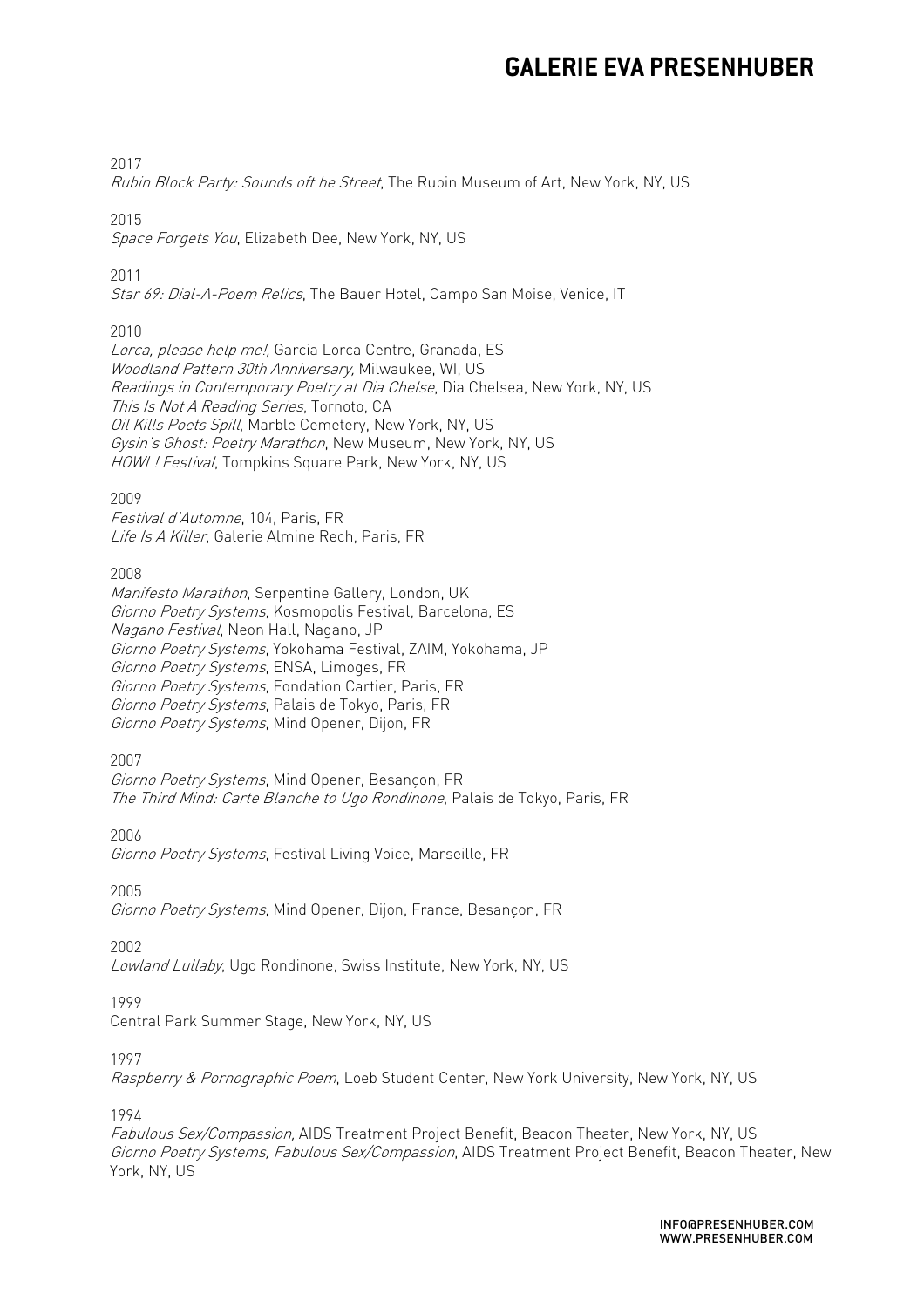2017

*Rubin Block Party: Sounds oft he Street*, The Rubin Museum of Art, New York, NY, US

2015

*Space Forgets You*, Elizabeth Dee, New York, NY, US

2011

*Star 69: Dial-A-Poem Relics*, The Bauer Hotel, Campo San Moise, Venice, IT

2010

*Lorca, please help me!,* Garcia Lorca Centre, Granada, ES
*Woodland Pattern 30th Anniversary,* Milwaukee, WI, US
*Readings in Contemporary Poetry at Dia Chelse*, Dia Chelsea, New York, NY, US
*This Is Not A Reading Series*, Tornoto, CA
*Oil Kills Poets Spill*, Marble Cemetery, New York, NY, US
*Gysin's Ghost: Poetry Marathon*, New Museum, New York, NY, US
*HOWL! Festival*, Tompkins Square Park, New York, NY, US

2009

*Festival d'Automne*, 104, Paris, FR
*Life Is A Killer*, Galerie Almine Rech, Paris, FR

2008

*Manifesto Marathon*, Serpentine Gallery, London, UK
*Giorno Poetry Systems*, Kosmopolis Festival, Barcelona, ES
*Nagano Festival*, Neon Hall, Nagano, JP
*Giorno Poetry Systems*, Yokohama Festival, ZAIM, Yokohama, JP
*Giorno Poetry Systems*, ENSA, Limoges, FR
*Giorno Poetry Systems*, Fondation Cartier, Paris, FR
*Giorno Poetry Systems*, Palais de Tokyo, Paris, FR
*Giorno Poetry Systems*, Mind Opener, Dijon, FR

2007

*Giorno Poetry Systems*, Mind Opener, Besançon, FR
*The Third Mind: Carte Blanche to Ugo Rondinone*, Palais de Tokyo, Paris, FR

2006

*Giorno Poetry Systems*, Festival Living Voice, Marseille, FR

2005

*Giorno Poetry Systems*, Mind Opener, Dijon, France, Besançon, FR

2002

*Lowland Lullaby*, Ugo Rondinone, Swiss Institute, New York, NY, US

1999

Central Park Summer Stage, New York, NY, US

1997

*Raspberry & Pornographic Poem*, Loeb Student Center, New York University, New York, NY, US

1994

*Fabulous Sex/Compassion,* AIDS Treatment Project Benefit, Beacon Theater, New York, NY, US
*Giorno Poetry Systems, Fabulous Sex/Compassion*, AIDS Treatment Project Benefit, Beacon Theater, New York, NY, US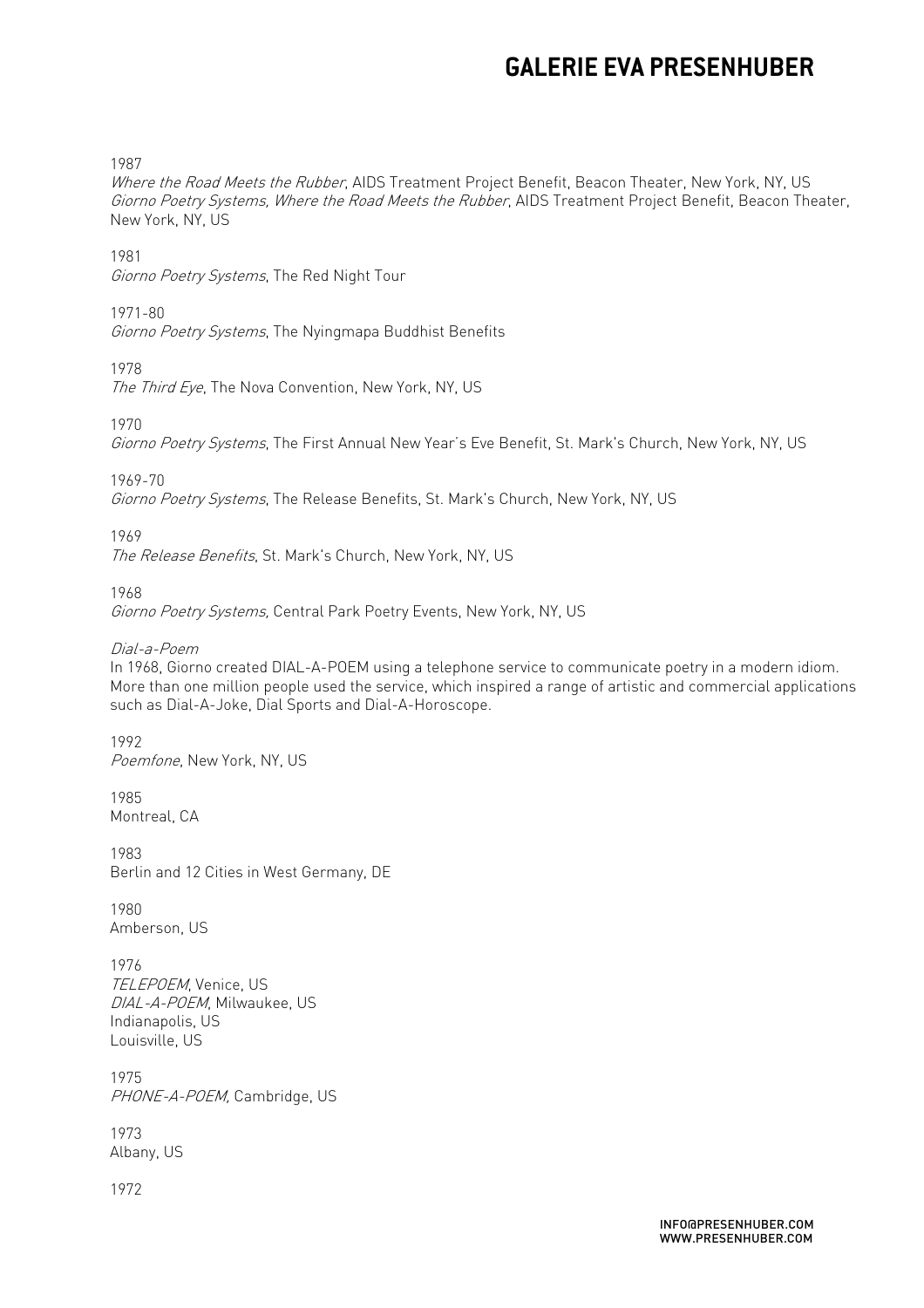1987
*Where the Road Meets the Rubber*, AIDS Treatment Project Benefit, Beacon Theater, New York, NY, US
*Giorno Poetry Systems, Where the Road Meets the Rubber*, AIDS Treatment Project Benefit, Beacon Theater, New York, NY, US

1981
*Giorno Poetry Systems*, The Red Night Tour

1971-80
*Giorno Poetry Systems*, The Nyingmapa Buddhist Benefits

1978
*The Third Eye*, The Nova Convention, New York, NY, US

1970
*Giorno Poetry Systems*, The First Annual New Year's Eve Benefit, St. Mark's Church, New York, NY, US

1969-70
*Giorno Poetry Systems*, The Release Benefits, St. Mark's Church, New York, NY, US

1969
*The Release Benefits*, St. Mark's Church, New York, NY, US

1968
*Giorno Poetry Systems,* Central Park Poetry Events, New York, NY, US

*Dial-a-Poem*
In 1968, Giorno created DIAL-A-POEM using a telephone service to communicate poetry in a modern idiom. More than one million people used the service, which inspired a range of artistic and commercial applications such as Dial-A-Joke, Dial Sports and Dial-A-Horoscope.

1992
*Poemfone*, New York, NY, US

1985
Montreal, CA

1983
Berlin and 12 Cities in West Germany, DE

1980
Amberson, US

1976
*TELEPOEM*, Venice, US
*DIAL-A-POEM*, Milwaukee, US
Indianapolis, US
Louisville, US

1975
*PHONE-A-POEM,* Cambridge, US

1973
Albany, US

1972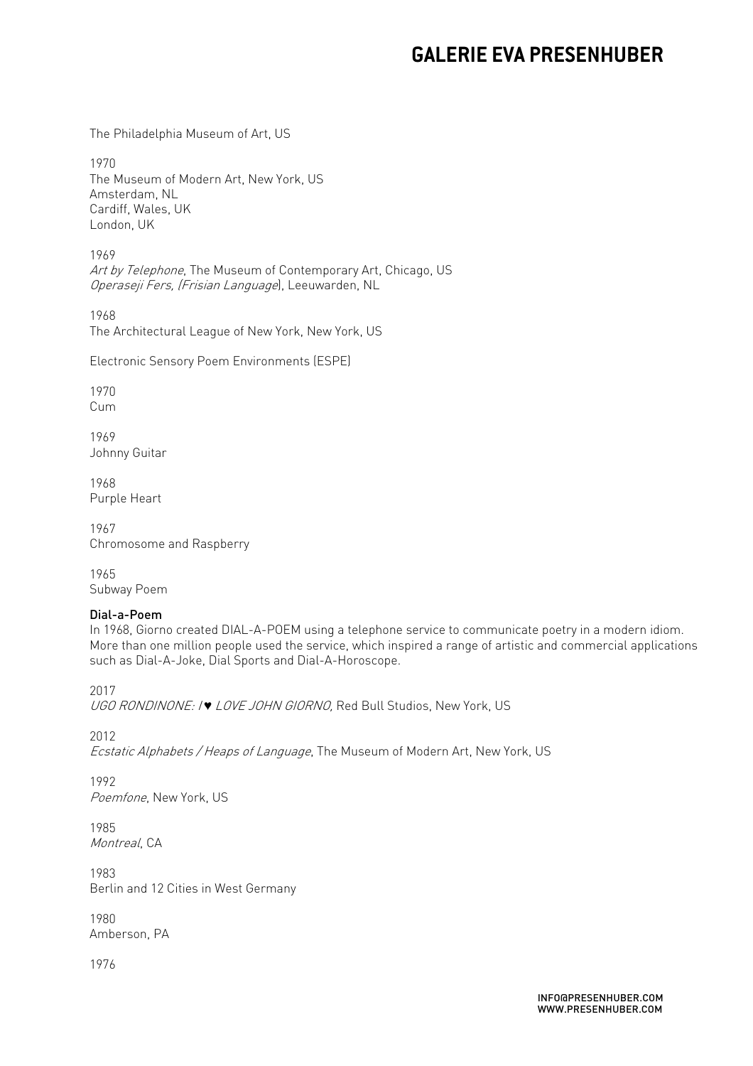The Philadelphia Museum of Art, US

1970
The Museum of Modern Art, New York, US
Amsterdam, NL
Cardiff, Wales, UK
London, UK

1969
*Art by Telephone*, The Museum of Contemporary Art, Chicago, US
*Operaseji Fers, (Frisian Language*), Leeuwarden, NL

1968
The Architectural League of New York, New York, US

Electronic Sensory Poem Environments (ESPE)

1970
Cum

1969
Johnny Guitar

1968
Purple Heart

1967
Chromosome and Raspberry

1965
Subway Poem

**Dial-a-Poem**
In 1968, Giorno created DIAL-A-POEM using a telephone service to communicate poetry in a modern idiom. More than one million people used the service, which inspired a range of artistic and commercial applications such as Dial-A-Joke, Dial Sports and Dial-A-Horoscope.

2017
*UGO RONDINONE: I ♥ LOVE JOHN GIORNO,* Red Bull Studios, New York, US

2012
*Ecstatic Alphabets / Heaps of Language*, The Museum of Modern Art, New York, US

1992
*Poemfone*, New York, US

1985
*Montreal*, CA

1983
Berlin and 12 Cities in West Germany

1980
Amberson, PA

1976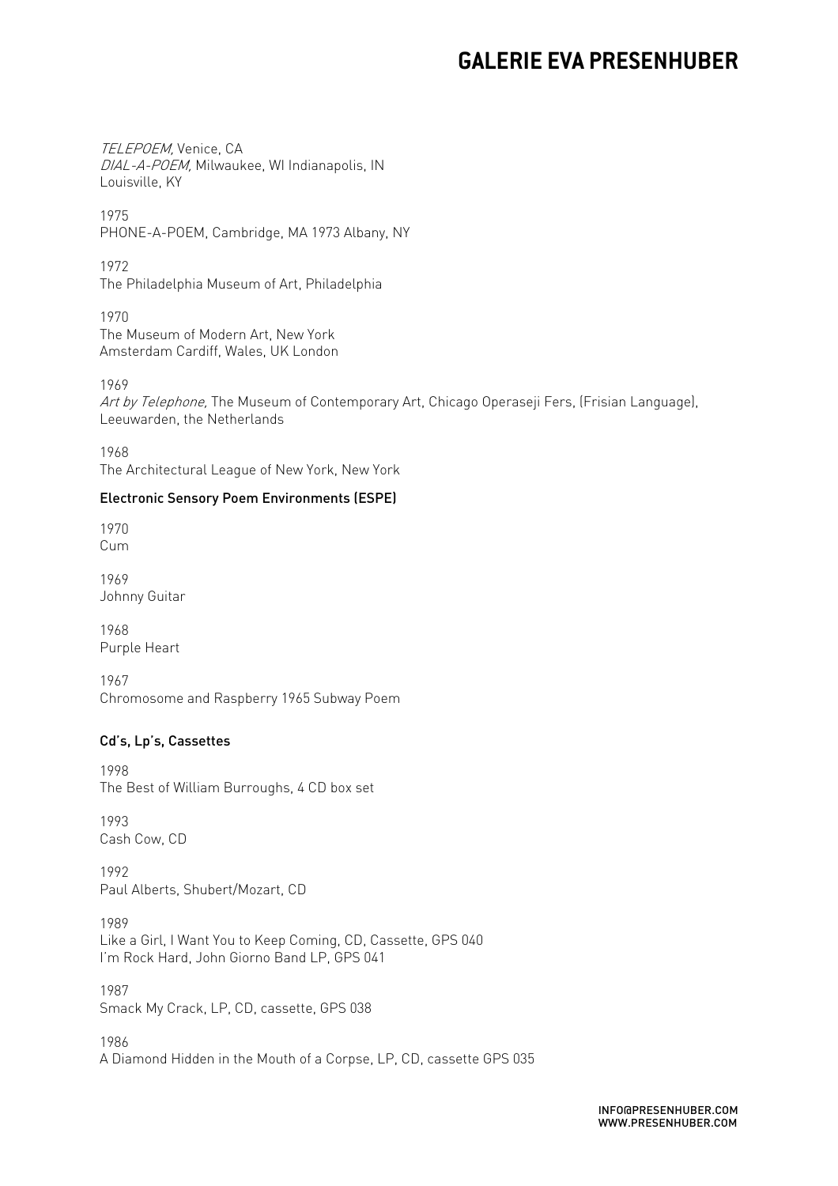*TELEPOEM,* Venice, CA
*DIAL-A-POEM,* Milwaukee, WI Indianapolis, IN
Louisville, KY

1975
PHONE-A-POEM, Cambridge, MA 1973 Albany, NY

1972
The Philadelphia Museum of Art, Philadelphia

1970
The Museum of Modern Art, New York
Amsterdam Cardiff, Wales, UK London

1969
*Art by Telephone,* The Museum of Contemporary Art, Chicago Operaseji Fers, (Frisian Language), Leeuwarden, the Netherlands

1968
The Architectural League of New York, New York

### Electronic Sensory Poem Environments (ESPE)

1970
Cum

1969
Johnny Guitar

1968
Purple Heart

1967
Chromosome and Raspberry 1965 Subway Poem

### Cd's, Lp's, Cassettes

1998
The Best of William Burroughs, 4 CD box set

1993
Cash Cow, CD

1992
Paul Alberts, Shubert/Mozart, CD

1989
Like a Girl, I Want You to Keep Coming, CD, Cassette, GPS 040
I'm Rock Hard, John Giorno Band LP, GPS 041

1987
Smack My Crack, LP, CD, cassette, GPS 038

1986
A Diamond Hidden in the Mouth of a Corpse, LP, CD, cassette GPS 035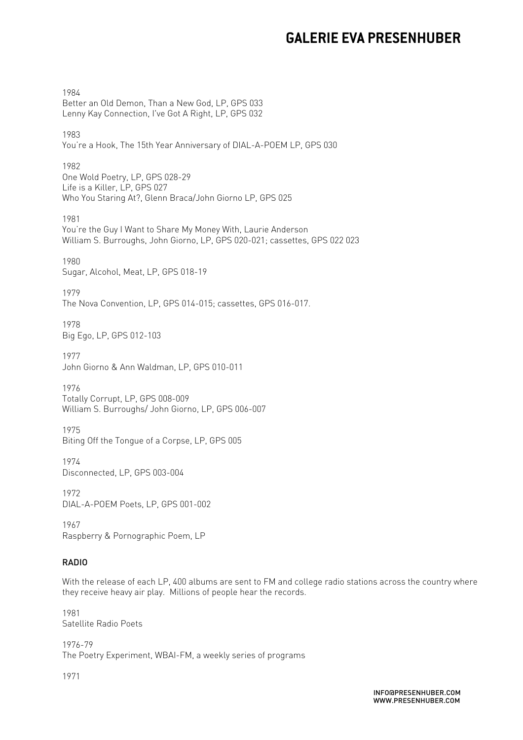1984
Better an Old Demon, Than a New God, LP, GPS 033
Lenny Kay Connection, I've Got A Right, LP, GPS 032

1983
You're a Hook, The 15th Year Anniversary of DIAL-A-POEM LP, GPS 030

1982
One Wold Poetry, LP, GPS 028-29
Life is a Killer, LP, GPS 027
Who You Staring At?, Glenn Braca/John Giorno LP, GPS 025

1981
You're the Guy I Want to Share My Money With, Laurie Anderson
William S. Burroughs, John Giorno, LP, GPS 020-021; cassettes, GPS 022 023

1980
Sugar, Alcohol, Meat, LP, GPS 018-19

1979
The Nova Convention, LP, GPS 014-015; cassettes, GPS 016-017.

1978
Big Ego, LP, GPS 012-103

1977
John Giorno & Ann Waldman, LP, GPS 010-011

1976
Totally Corrupt, LP, GPS 008-009
William S. Burroughs/ John Giorno, LP, GPS 006-007

1975
Biting Off the Tongue of a Corpse, LP, GPS 005

1974
Disconnected, LP, GPS 003-004

1972
DIAL-A-POEM Poets, LP, GPS 001-002

1967
Raspberry & Pornographic Poem, LP

## RADIO

With the release of each LP, 400 albums are sent to FM and college radio stations across the country where they receive heavy air play. Millions of people hear the records.

1981
Satellite Radio Poets

1976-79
The Poetry Experiment, WBAI-FM, a weekly series of programs

1971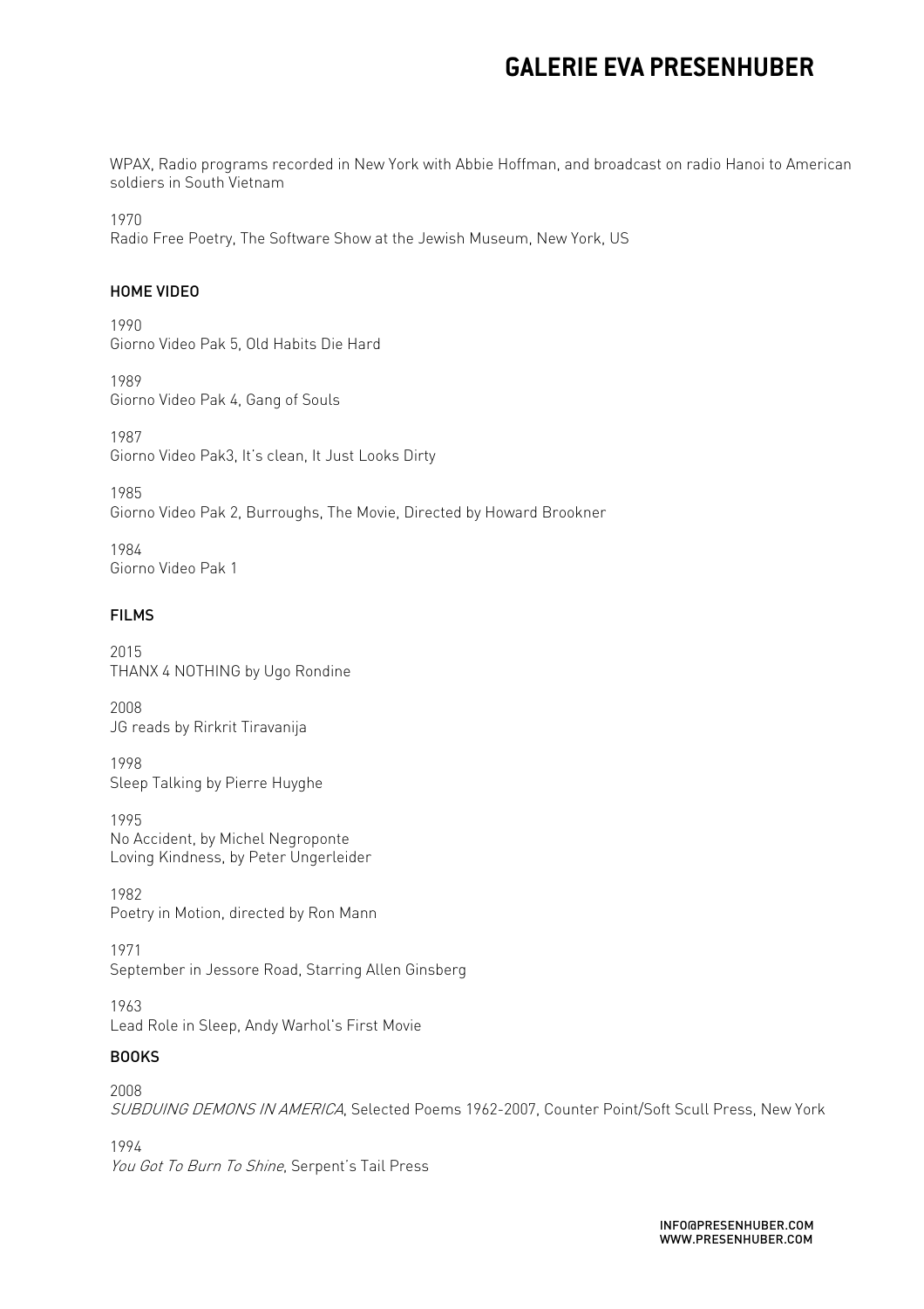WPAX, Radio programs recorded in New York with Abbie Hoffman, and broadcast on radio Hanoi to American soldiers in South Vietnam

1970
Radio Free Poetry, The Software Show at the Jewish Museum, New York, US

## HOME VIDEO

1990
Giorno Video Pak 5, Old Habits Die Hard

1989
Giorno Video Pak 4, Gang of Souls

1987
Giorno Video Pak3, It's clean, It Just Looks Dirty

1985
Giorno Video Pak 2, Burroughs, The Movie, Directed by Howard Brookner

1984
Giorno Video Pak 1

## FILMS

2015
THANX 4 NOTHING by Ugo Rondine

2008
JG reads by Rirkrit Tiravanija

1998
Sleep Talking by Pierre Huyghe

1995
No Accident, by Michel Negroponte
Loving Kindness, by Peter Ungerleider

1982
Poetry in Motion, directed by Ron Mann

1971
September in Jessore Road, Starring Allen Ginsberg

1963
Lead Role in Sleep, Andy Warhol's First Movie

## BOOKS

2008
*SUBDUING DEMONS IN AMERICA*, Selected Poems 1962-2007, Counter Point/Soft Scull Press, New York

1994
*You Got To Burn To Shine*, Serpent's Tail Press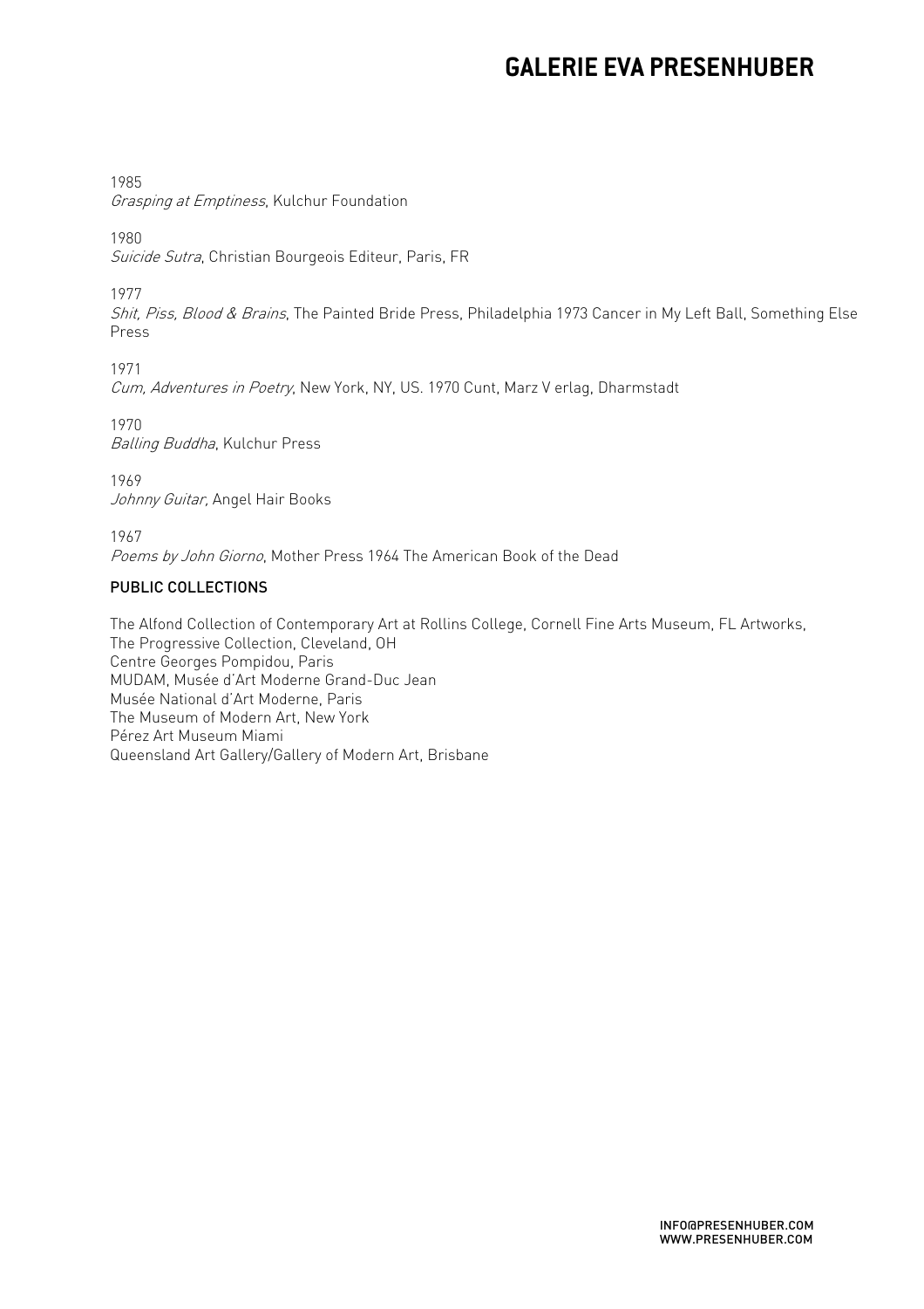1985
*Grasping at Emptiness*, Kulchur Foundation

1980
*Suicide Sutra*, Christian Bourgeois Editeur, Paris, FR

1977
*Shit, Piss, Blood & Brains*, The Painted Bride Press, Philadelphia 1973 Cancer in My Left Ball, Something Else Press

1971
*Cum, Adventures in Poetry*, New York, NY, US. 1970 Cunt, Marz V erlag, Dharmstadt

1970
*Balling Buddha*, Kulchur Press

1969
*Johnny Guitar,* Angel Hair Books

1967
*Poems by John Giorno*, Mother Press 1964 The American Book of the Dead

## PUBLIC COLLECTIONS

The Alfond Collection of Contemporary Art at Rollins College, Cornell Fine Arts Museum, FL Artworks,
The Progressive Collection, Cleveland, OH
Centre Georges Pompidou, Paris
MUDAM, Musée d'Art Moderne Grand-Duc Jean
Musée National d'Art Moderne, Paris
The Museum of Modern Art, New York
Pérez Art Museum Miami
Queensland Art Gallery/Gallery of Modern Art, Brisbane